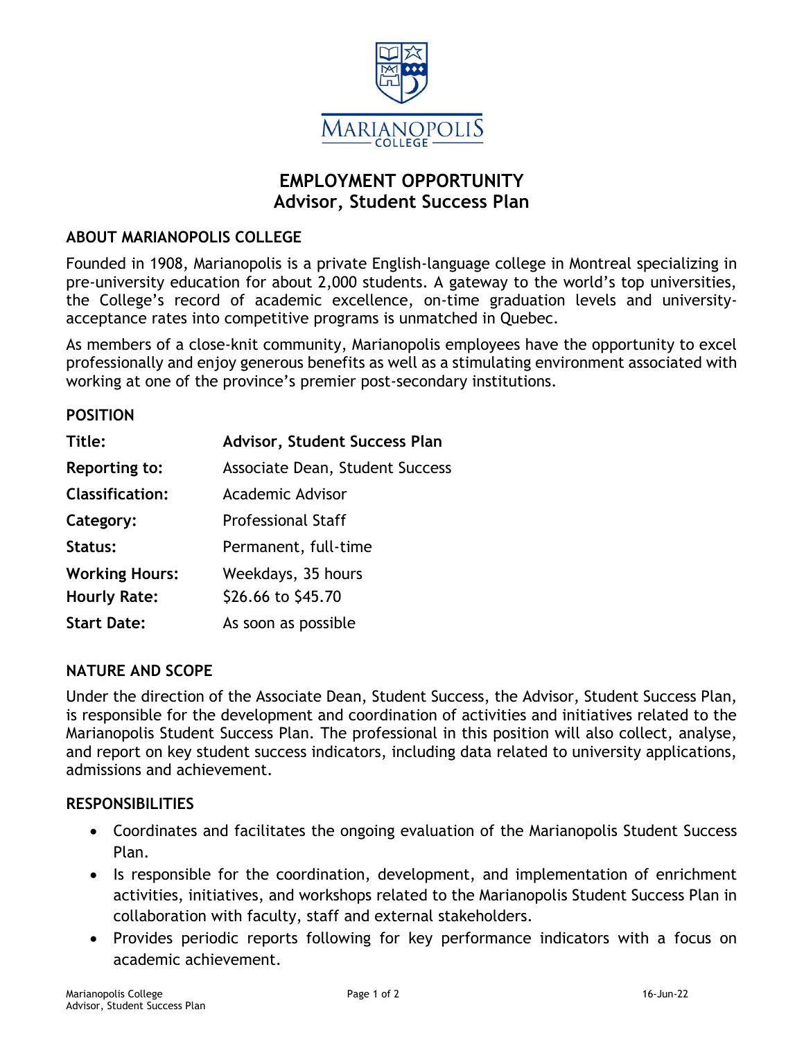MARIANOPOLIS COLLEGE

# EMPLOYMENT OPPORTUNITY
# Advisor, Student Success Plan

## ABOUT MARIANOPOLIS COLLEGE

Founded in 1908, Marianopolis is a private English-language college in Montreal specializing in pre-university education for about 2,000 students. A gateway to the world's top universities, the College's record of academic excellence, on-time graduation levels and university-acceptance rates into competitive programs is unmatched in Quebec.

As members of a close-knit community, Marianopolis employees have the opportunity to excel professionally and enjoy generous benefits as well as a stimulating environment associated with working at one of the province's premier post-secondary institutions.

## POSITION

| | |
|---|---|
| **Title:** | **Advisor, Student Success Plan** |
| **Reporting to:** | Associate Dean, Student Success |
| **Classification:** | Academic Advisor |
| **Category:** | Professional Staff |
| **Status:** | Permanent, full-time |
| **Working Hours:** | Weekdays, 35 hours |
| **Hourly Rate:** | $26.66 to $45.70 |
| **Start Date:** | As soon as possible |

## NATURE AND SCOPE

Under the direction of the Associate Dean, Student Success, the Advisor, Student Success Plan, is responsible for the development and coordination of activities and initiatives related to the Marianopolis Student Success Plan. The professional in this position will also collect, analyse, and report on key student success indicators, including data related to university applications, admissions and achievement.

## RESPONSIBILITIES

- Coordinates and facilitates the ongoing evaluation of the Marianopolis Student Success Plan.
- Is responsible for the coordination, development, and implementation of enrichment activities, initiatives, and workshops related to the Marianopolis Student Success Plan in collaboration with faculty, staff and external stakeholders.
- Provides periodic reports following for key performance indicators with a focus on academic achievement.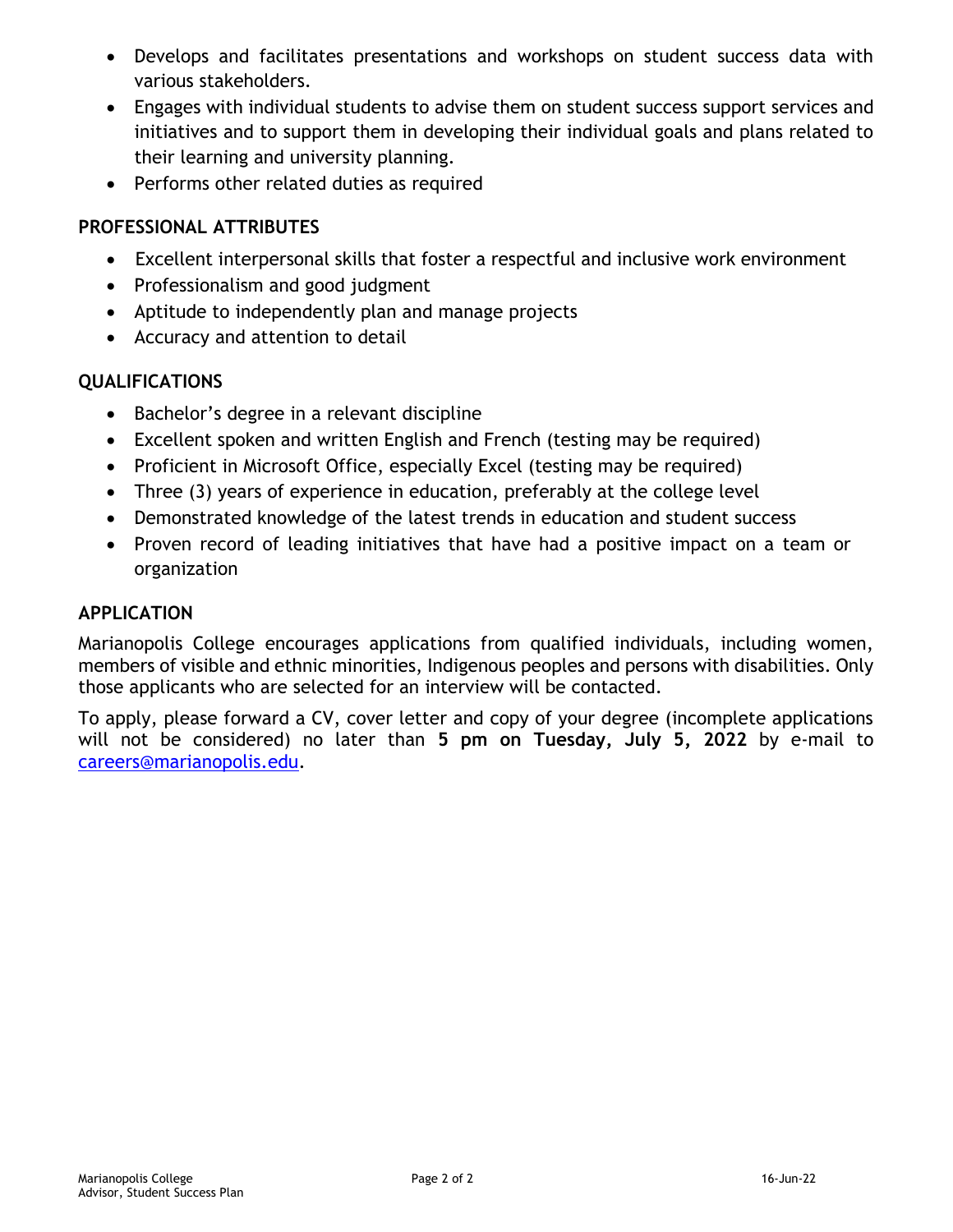- Develops and facilitates presentations and workshops on student success data with various stakeholders.
- Engages with individual students to advise them on student success support services and initiatives and to support them in developing their individual goals and plans related to their learning and university planning.
- Performs other related duties as required

## PROFESSIONAL ATTRIBUTES

- Excellent interpersonal skills that foster a respectful and inclusive work environment
- Professionalism and good judgment
- Aptitude to independently plan and manage projects
- Accuracy and attention to detail

## QUALIFICATIONS

- Bachelor's degree in a relevant discipline
- Excellent spoken and written English and French (testing may be required)
- Proficient in Microsoft Office, especially Excel (testing may be required)
- Three (3) years of experience in education, preferably at the college level
- Demonstrated knowledge of the latest trends in education and student success
- Proven record of leading initiatives that have had a positive impact on a team or organization

## APPLICATION

Marianopolis College encourages applications from qualified individuals, including women, members of visible and ethnic minorities, Indigenous peoples and persons with disabilities. Only those applicants who are selected for an interview will be contacted.

To apply, please forward a CV, cover letter and copy of your degree (incomplete applications will not be considered) no later than **5 pm on Tuesday, July 5, 2022** by e-mail to careers@marianopolis.edu.